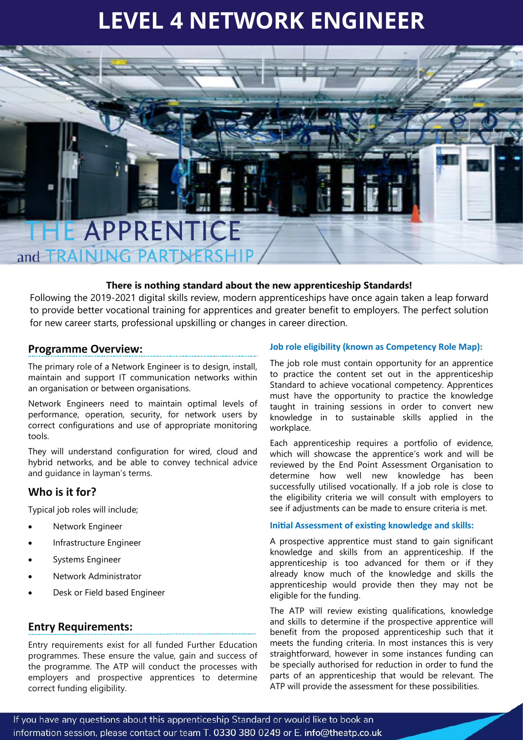# LEVEL 4 NETWORK ENGINEER

THE APPRENTICE and TRAINING PARTNERSHIP

**There is nothing standard about the new apprenticeship Standards!**

Following the 2019-2021 digital skills review, modern apprenticeships have once again taken a leap forward to provide better vocational training for apprentices and greater benefit to employers. The perfect solution for new career starts, professional upskilling or changes in career direction.

## Programme Overview:

The primary role of a Network Engineer is to design, install, maintain and support IT communication networks within an organisation or between organisations.

Network Engineers need to maintain optimal levels of performance, operation, security, for network users by correct configurations and use of appropriate monitoring tools.

They will understand configuration for wired, cloud and hybrid networks, and be able to convey technical advice and guidance in layman's terms.

## Who is it for?

Typical job roles will include;

- Network Engineer
- Infrastructure Engineer
- Systems Engineer
- Network Administrator
- Desk or Field based Engineer

## Entry Requirements:

Entry requirements exist for all funded Further Education programmes. These ensure the value, gain and success of the programme. The ATP will conduct the processes with employers and prospective apprentices to determine correct funding eligibility.

### Job role eligibility (known as Competency Role Map):

The job role must contain opportunity for an apprentice to practice the content set out in the apprenticeship Standard to achieve vocational competency. Apprentices must have the opportunity to practice the knowledge taught in training sessions in order to convert new knowledge in to sustainable skills applied in the workplace.

Each apprenticeship requires a portfolio of evidence, which will showcase the apprentice's work and will be reviewed by the End Point Assessment Organisation to determine how well new knowledge has been successfully utilised vocationally. If a job role is close to the eligibility criteria we will consult with employers to see if adjustments can be made to ensure criteria is met.

### Initial Assessment of existing knowledge and skills:

A prospective apprentice must stand to gain significant knowledge and skills from an apprenticeship. If the apprenticeship is too advanced for them or if they already know much of the knowledge and skills the apprenticeship would provide then they may not be eligible for the funding.

The ATP will review existing qualifications, knowledge and skills to determine if the prospective apprentice will benefit from the proposed apprenticeship such that it meets the funding criteria. In most instances this is very straightforward, however in some instances funding can be specially authorised for reduction in order to fund the parts of an apprenticeship that would be relevant. The ATP will provide the assessment for these possibilities.

If you have any questions about this apprenticeship Standard or would like to book an information session, please contact our team T. 0330 380 0249 or E. info@theatp.co.uk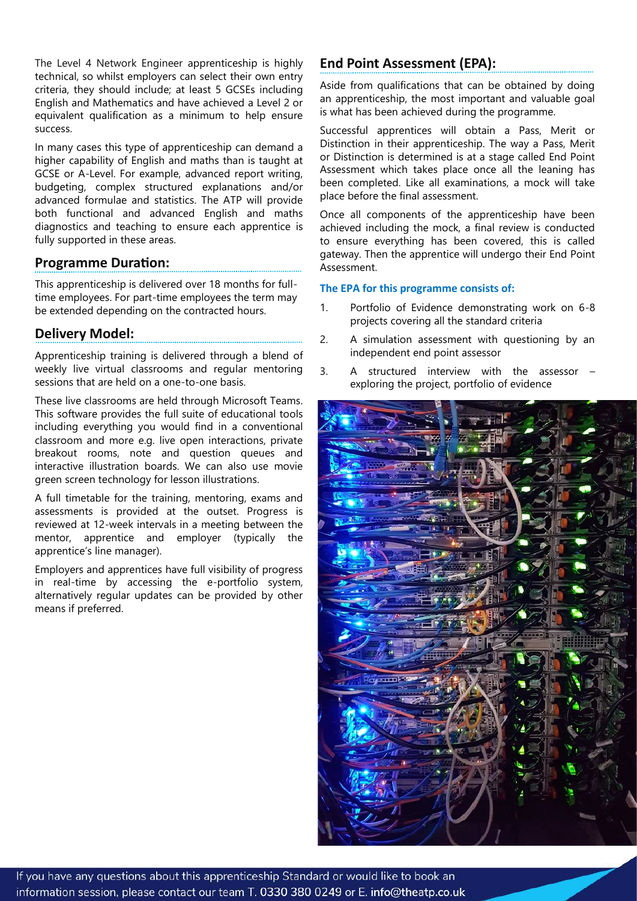The Level 4 Network Engineer apprenticeship is highly technical, so whilst employers can select their own entry criteria, they should include; at least 5 GCSEs including English and Mathematics and have achieved a Level 2 or equivalent qualification as a minimum to help ensure success.

In many cases this type of apprenticeship can demand a higher capability of English and maths than is taught at GCSE or A-Level. For example, advanced report writing, budgeting, complex structured explanations and/or advanced formulae and statistics. The ATP will provide both functional and advanced English and maths diagnostics and teaching to ensure each apprentice is fully supported in these areas.

## Programme Duration:

This apprenticeship is delivered over 18 months for full-time employees. For part-time employees the term may be extended depending on the contracted hours.

## Delivery Model:

Apprenticeship training is delivered through a blend of weekly live virtual classrooms and regular mentoring sessions that are held on a one-to-one basis.

These live classrooms are held through Microsoft Teams. This software provides the full suite of educational tools including everything you would find in a conventional classroom and more e.g. live open interactions, private breakout rooms, note and question queues and interactive illustration boards. We can also use movie green screen technology for lesson illustrations.

A full timetable for the training, mentoring, exams and assessments is provided at the outset. Progress is reviewed at 12-week intervals in a meeting between the mentor, apprentice and employer (typically the apprentice's line manager).

Employers and apprentices have full visibility of progress in real-time by accessing the e-portfolio system, alternatively regular updates can be provided by other means if preferred.

## End Point Assessment (EPA):

Aside from qualifications that can be obtained by doing an apprenticeship, the most important and valuable goal is what has been achieved during the programme.

Successful apprentices will obtain a Pass, Merit or Distinction in their apprenticeship. The way a Pass, Merit or Distinction is determined is at a stage called End Point Assessment which takes place once all the leaning has been completed. Like all examinations, a mock will take place before the final assessment.

Once all components of the apprenticeship have been achieved including the mock, a final review is conducted to ensure everything has been covered, this is called gateway. Then the apprentice will undergo their End Point Assessment.

**The EPA for this programme consists of:**

1. Portfolio of Evidence demonstrating work on 6-8 projects covering all the standard criteria
2. A simulation assessment with questioning by an independent end point assessor
3. A structured interview with the assessor – exploring the project, portfolio of evidence

If you have any questions about this apprenticeship Standard or would like to book an information session, please contact our team T. 0330 380 0249 or E. **info@theatp.co.uk**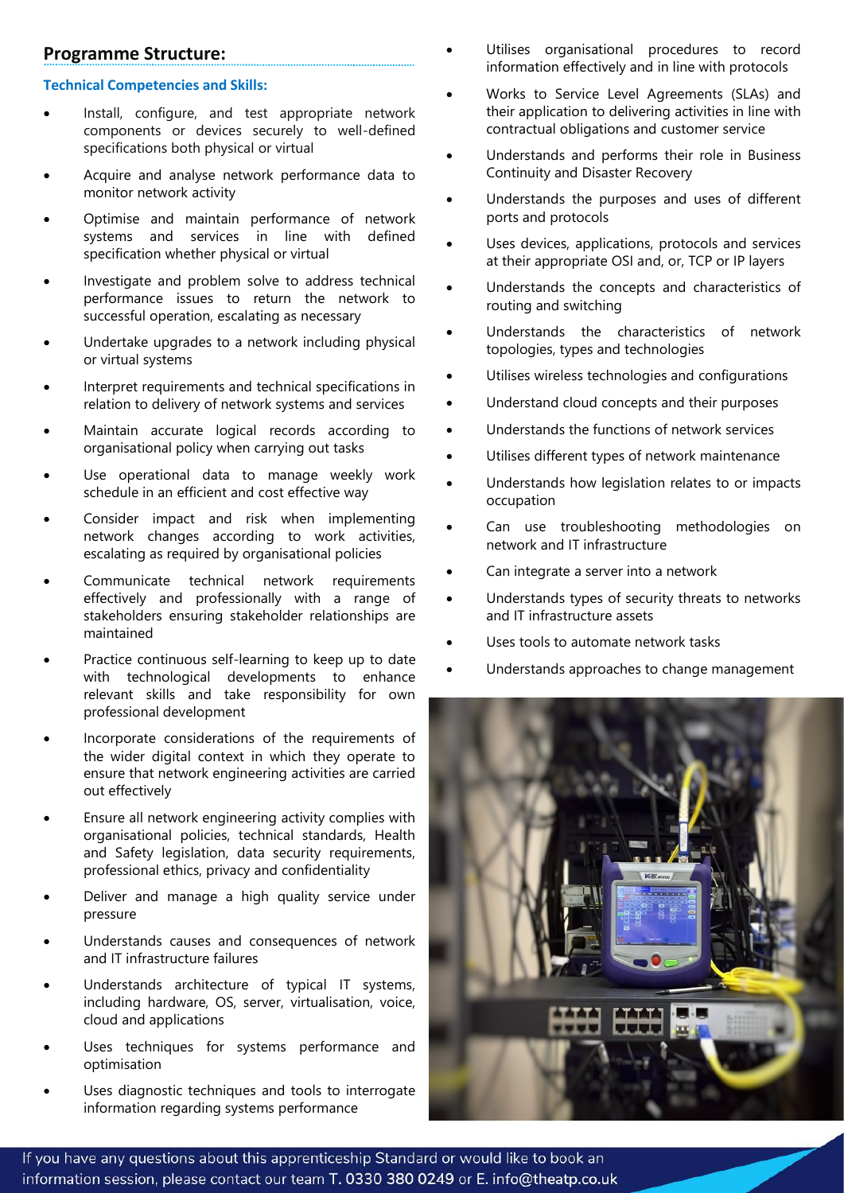## Programme Structure:

### Technical Competencies and Skills:

- Install, configure, and test appropriate network components or devices securely to well-defined specifications both physical or virtual
- Acquire and analyse network performance data to monitor network activity
- Optimise and maintain performance of network systems and services in line with defined specification whether physical or virtual
- Investigate and problem solve to address technical performance issues to return the network to successful operation, escalating as necessary
- Undertake upgrades to a network including physical or virtual systems
- Interpret requirements and technical specifications in relation to delivery of network systems and services
- Maintain accurate logical records according to organisational policy when carrying out tasks
- Use operational data to manage weekly work schedule in an efficient and cost effective way
- Consider impact and risk when implementing network changes according to work activities, escalating as required by organisational policies
- Communicate technical network requirements effectively and professionally with a range of stakeholders ensuring stakeholder relationships are maintained
- Practice continuous self-learning to keep up to date with technological developments to enhance relevant skills and take responsibility for own professional development
- Incorporate considerations of the requirements of the wider digital context in which they operate to ensure that network engineering activities are carried out effectively
- Ensure all network engineering activity complies with organisational policies, technical standards, Health and Safety legislation, data security requirements, professional ethics, privacy and confidentiality
- Deliver and manage a high quality service under pressure
- Understands causes and consequences of network and IT infrastructure failures
- Understands architecture of typical IT systems, including hardware, OS, server, virtualisation, voice, cloud and applications
- Uses techniques for systems performance and optimisation
- Uses diagnostic techniques and tools to interrogate information regarding systems performance
- Utilises organisational procedures to record information effectively and in line with protocols
- Works to Service Level Agreements (SLAs) and their application to delivering activities in line with contractual obligations and customer service
- Understands and performs their role in Business Continuity and Disaster Recovery
- Understands the purposes and uses of different ports and protocols
- Uses devices, applications, protocols and services at their appropriate OSI and, or, TCP or IP layers
- Understands the concepts and characteristics of routing and switching
- Understands the characteristics of network topologies, types and technologies
- Utilises wireless technologies and configurations
- Understand cloud concepts and their purposes
- Understands the functions of network services
- Utilises different types of network maintenance
- Understands how legislation relates to or impacts occupation
- Can use troubleshooting methodologies on network and IT infrastructure
- Can integrate a server into a network
- Understands types of security threats to networks and IT infrastructure assets
- Uses tools to automate network tasks
- Understands approaches to change management

If you have any questions about this apprenticeship Standard or would like to book an information session, please contact our team T. 0330 380 0249 or E. info@theatp.co.uk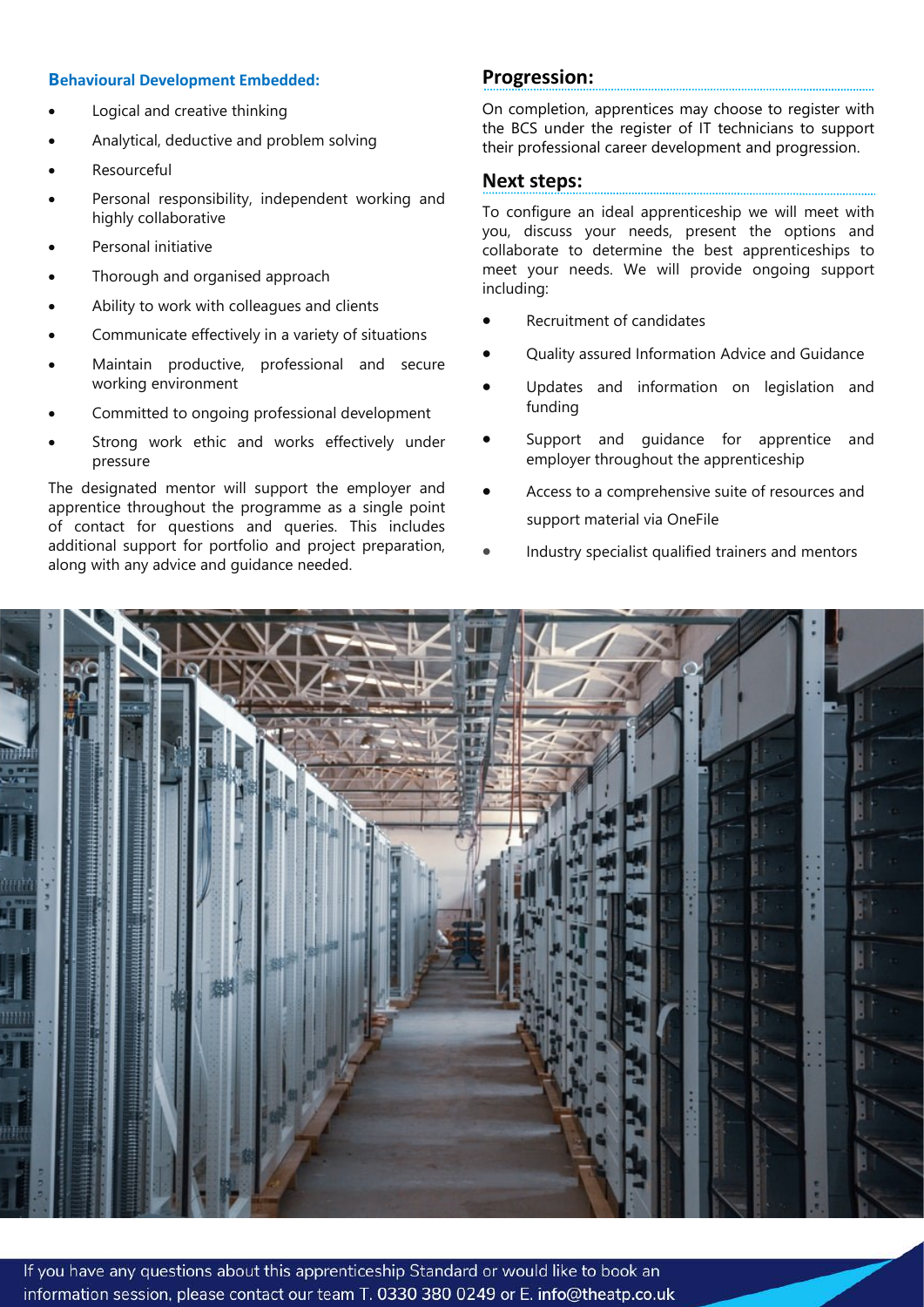**Behavioural Development Embedded:**

- Logical and creative thinking
- Analytical, deductive and problem solving
- Resourceful
- Personal responsibility, independent working and highly collaborative
- Personal initiative
- Thorough and organised approach
- Ability to work with colleagues and clients
- Communicate effectively in a variety of situations
- Maintain productive, professional and secure working environment
- Committed to ongoing professional development
- Strong work ethic and works effectively under pressure

The designated mentor will support the employer and apprentice throughout the programme as a single point of contact for questions and queries. This includes additional support for portfolio and project preparation, along with any advice and guidance needed.

## Progression:

On completion, apprentices may choose to register with the BCS under the register of IT technicians to support their professional career development and progression.

## Next steps:

To configure an ideal apprenticeship we will meet with you, discuss your needs, present the options and collaborate to determine the best apprenticeships to meet your needs. We will provide ongoing support including:

- Recruitment of candidates
- Quality assured Information Advice and Guidance
- Updates and information on legislation and funding
- Support and guidance for apprentice and employer throughout the apprenticeship
- Access to a comprehensive suite of resources and support material via OneFile
- Industry specialist qualified trainers and mentors

If you have any questions about this apprenticeship Standard or would like to book an information session, please contact our team T. 0330 380 0249 or E. info@theatp.co.uk